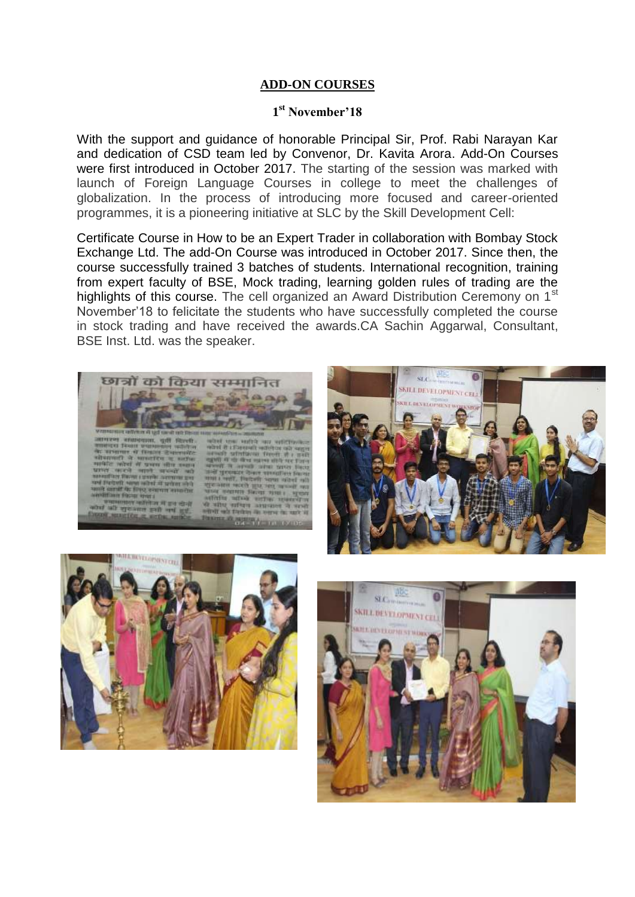# ADD-ON COURSES

## 1st November'18

With the support and guidance of honorable Principal Sir, Prof. Rabi Narayan Kar and dedication of CSD team led by Convenor, Dr. Kavita Arora. Add-On Courses were first introduced in October 2017. The starting of the session was marked with launch of Foreign Language Courses in college to meet the challenges of globalization. In the process of introducing more focused and career-oriented programmes, it is a pioneering initiative at SLC by the Skill Development Cell:

Certificate Course in How to be an Expert Trader in collaboration with Bombay Stock Exchange Ltd. The add-On Course was introduced in October 2017. Since then, the course successfully trained 3 batches of students. International recognition, training from expert faculty of BSE, Mock trading, learning golden rules of trading are the highlights of this course. The cell organized an Award Distribution Ceremony on 1st November'18 to felicitate the students who have successfully completed the course in stock trading and have received the awards.CA Sachin Aggarwal, Consultant, BSE Inst. Ltd. was the speaker.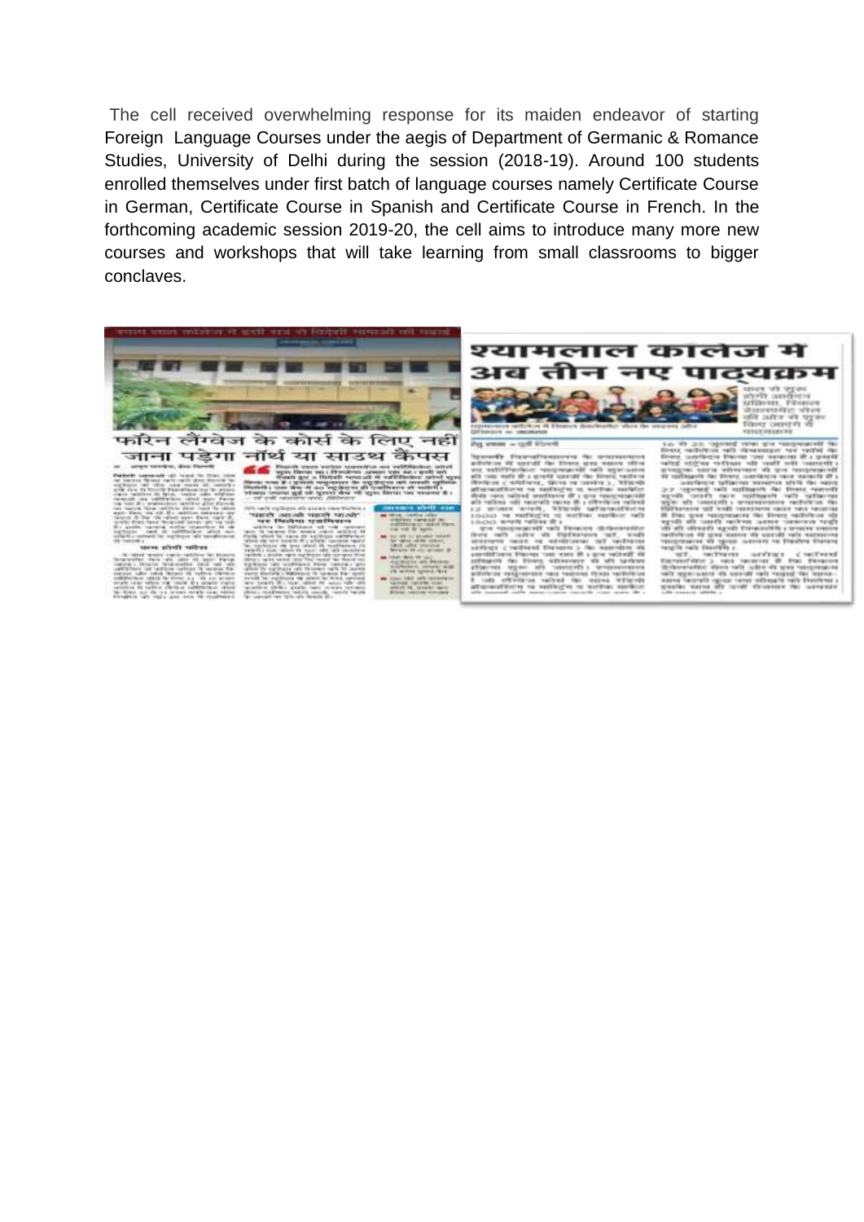The cell received overwhelming response for its maiden endeavor of starting Foreign Language Courses under the aegis of Department of Germanic & Romance Studies, University of Delhi during the session (2018-19). Around 100 students enrolled themselves under first batch of language courses namely Certificate Course in German, Certificate Course in Spanish and Certificate Course in French. In the forthcoming academic session 2019-20, the cell aims to introduce many more new courses and workshops that will take learning from small classrooms to bigger conclaves.

फॉरेन लैंग्वेज के कोर्स के लिए नहीं जाना पड़ेगा नॉर्थ या साउथ कैंपस

श्यामलाल कालेज में अब तीन नए पाठ्यक्रम